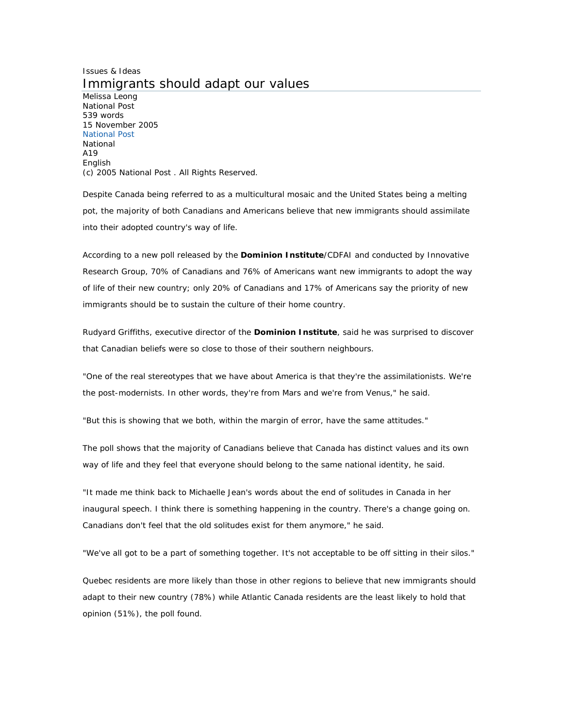Issues & Ideas

# Immigrants should adapt our values

Melissa Leong
National Post
539 words
15 November 2005
National Post
National
A19
English
(c) 2005 National Post . All Rights Reserved.

Despite Canada being referred to as a multicultural mosaic and the United States being a melting pot, the majority of both Canadians and Americans believe that new immigrants should assimilate into their adopted country's way of life.

According to a new poll released by the **Dominion Institute**/CDFAI and conducted by Innovative Research Group, 70% of Canadians and 76% of Americans want new immigrants to adopt the way of life of their new country; only 20% of Canadians and 17% of Americans say the priority of new immigrants should be to sustain the culture of their home country.

Rudyard Griffiths, executive director of the **Dominion Institute**, said he was surprised to discover that Canadian beliefs were so close to those of their southern neighbours.

"One of the real stereotypes that we have about America is that they're the assimilationists. We're the post-modernists. In other words, they're from Mars and we're from Venus," he said.

"But this is showing that we both, within the margin of error, have the same attitudes."

The poll shows that the majority of Canadians believe that Canada has distinct values and its own way of life and they feel that everyone should belong to the same national identity, he said.

"It made me think back to Michaelle Jean's words about the end of solitudes in Canada in her inaugural speech. I think there is something happening in the country. There's a change going on. Canadians don't feel that the old solitudes exist for them anymore," he said.

"We've all got to be a part of something together. It's not acceptable to be off sitting in their silos."

Quebec residents are more likely than those in other regions to believe that new immigrants should adapt to their new country (78%) while Atlantic Canada residents are the least likely to hold that opinion (51%), the poll found.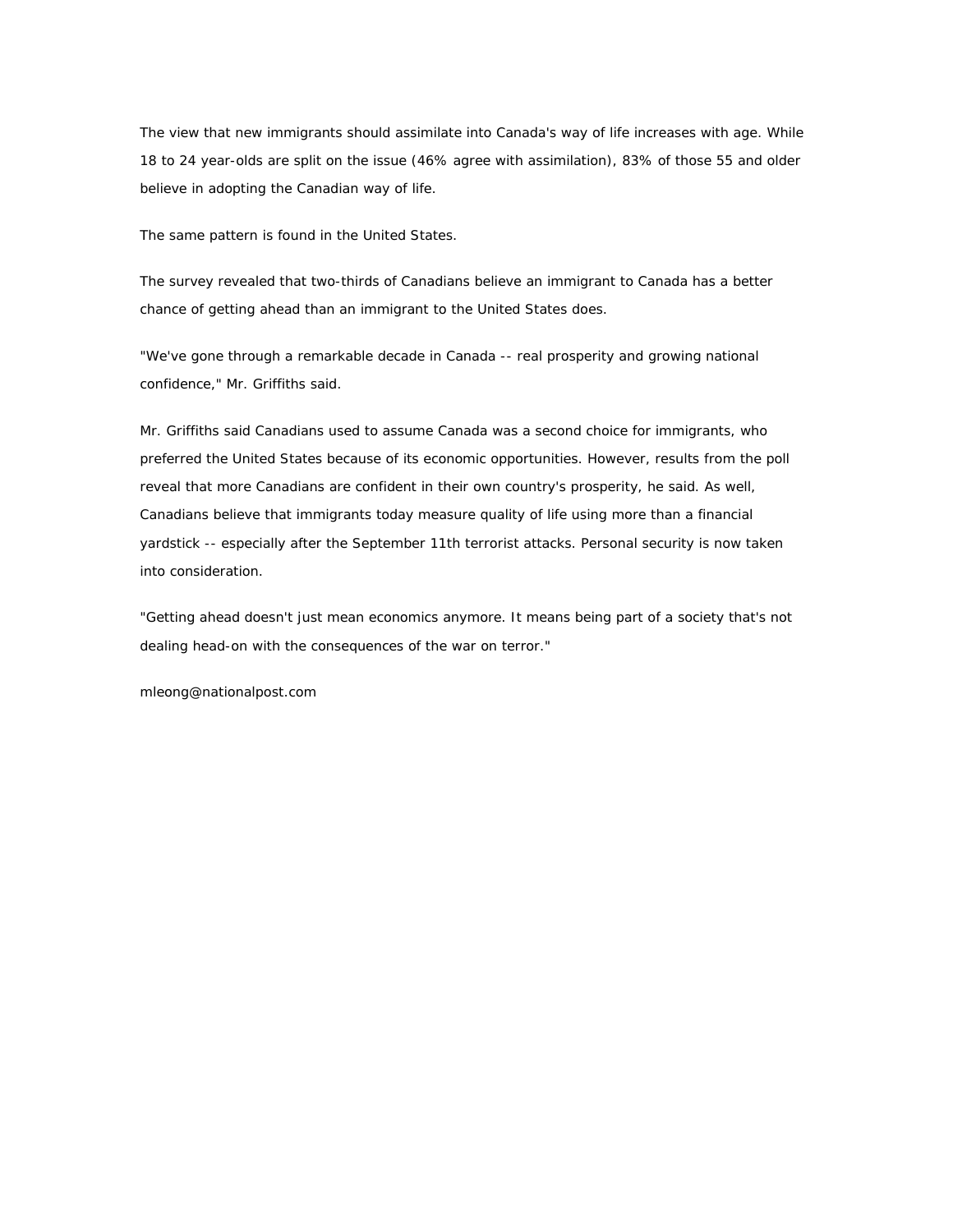The view that new immigrants should assimilate into Canada's way of life increases with age. While 18 to 24 year-olds are split on the issue (46% agree with assimilation), 83% of those 55 and older believe in adopting the Canadian way of life.

The same pattern is found in the United States.

The survey revealed that two-thirds of Canadians believe an immigrant to Canada has a better chance of getting ahead than an immigrant to the United States does.

"We've gone through a remarkable decade in Canada -- real prosperity and growing national confidence," Mr. Griffiths said.

Mr. Griffiths said Canadians used to assume Canada was a second choice for immigrants, who preferred the United States because of its economic opportunities. However, results from the poll reveal that more Canadians are confident in their own country's prosperity, he said. As well, Canadians believe that immigrants today measure quality of life using more than a financial yardstick -- especially after the September 11th terrorist attacks. Personal security is now taken into consideration.

"Getting ahead doesn't just mean economics anymore. It means being part of a society that's not dealing head-on with the consequences of the war on terror."

mleong@nationalpost.com